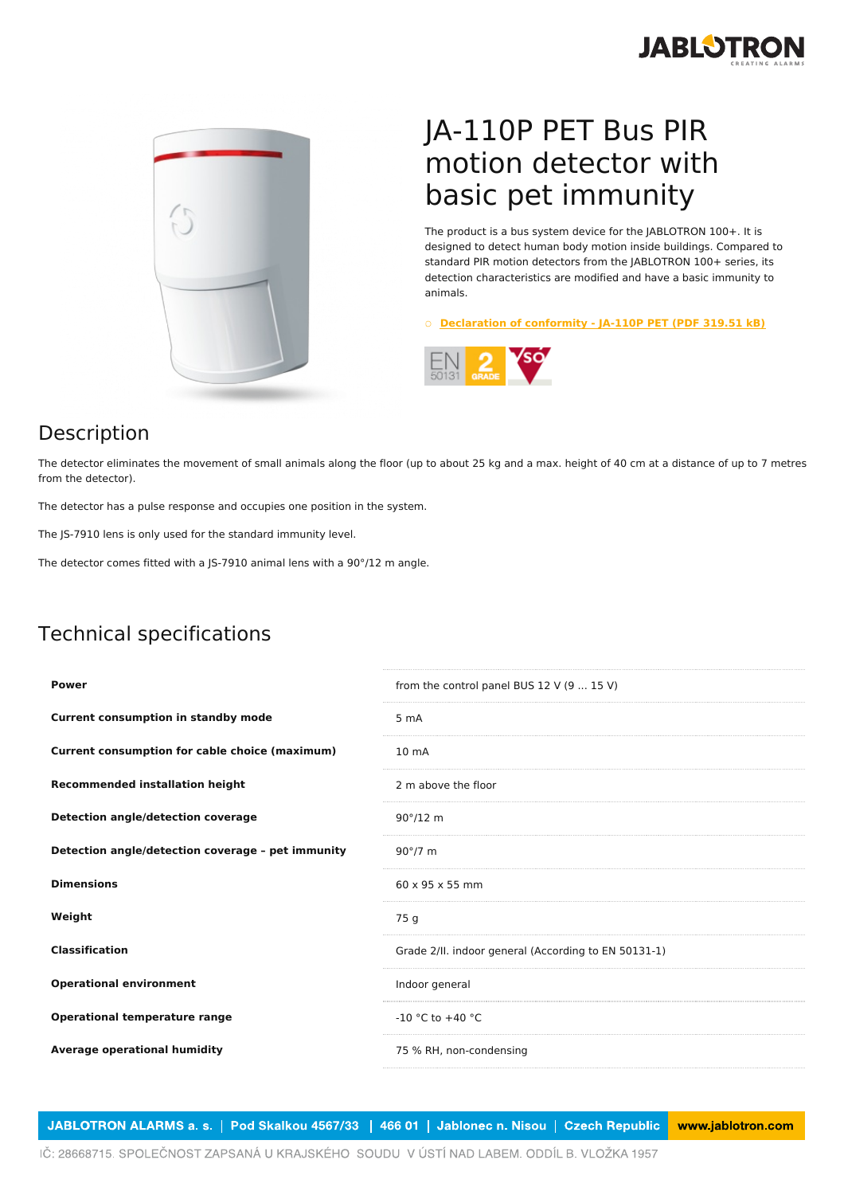# JA-110P PET Bus PIR motion detector with basic pet immunity

The product is a bus system device for the JABLOTRON 100+. It is designed to detect human body motion inside buildings. Compared to standard PIR motion detectors from the JABLOTRON 100+ series, its detection characteristics are modified and have a basic immunity to animals.

- **Declaration of conformity - JA-110P PET (PDF 319.51 kB)**

## Description

The detector eliminates the movement of small animals along the floor (up to about 25 kg and a max. height of 40 cm at a distance of up to 7 metres from the detector).

The detector has a pulse response and occupies one position in the system.

The JS-7910 lens is only used for the standard immunity level.

The detector comes fitted with a JS-7910 animal lens with a 90°/12 m angle.

## Technical specifications

| | |
|---|---|
| **Power** | from the control panel BUS 12 V (9 ... 15 V) |
| **Current consumption in standby mode** | 5 mA |
| **Current consumption for cable choice (maximum)** | 10 mA |
| **Recommended installation height** | 2 m above the floor |
| **Detection angle/detection coverage** | 90°/12 m |
| **Detection angle/detection coverage – pet immunity** | 90°/7 m |
| **Dimensions** | 60 x 95 x 55 mm |
| **Weight** | 75 g |
| **Classification** | Grade 2/II. indoor general (According to EN 50131-1) |
| **Operational environment** | Indoor general |
| **Operational temperature range** | -10 °C to +40 °C |
| **Average operational humidity** | 75 % RH, non-condensing |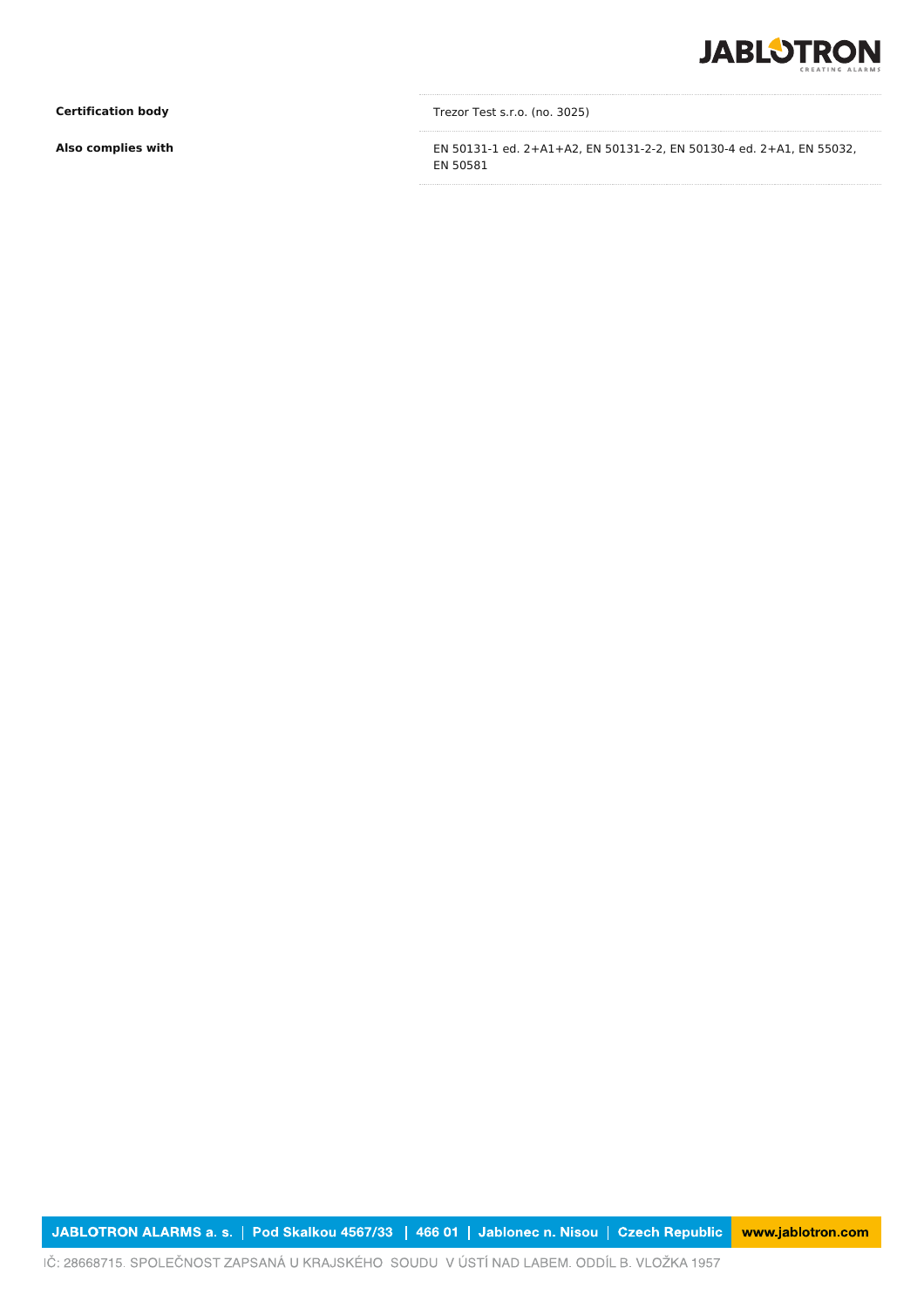| | |
|---|---|
| **Certification body** | Trezor Test s.r.o. (no. 3025) |
| **Also complies with** | EN 50131-1 ed. 2+A1+A2, EN 50131-2-2, EN 50130-4 ed. 2+A1, EN 55032, EN 50581 |